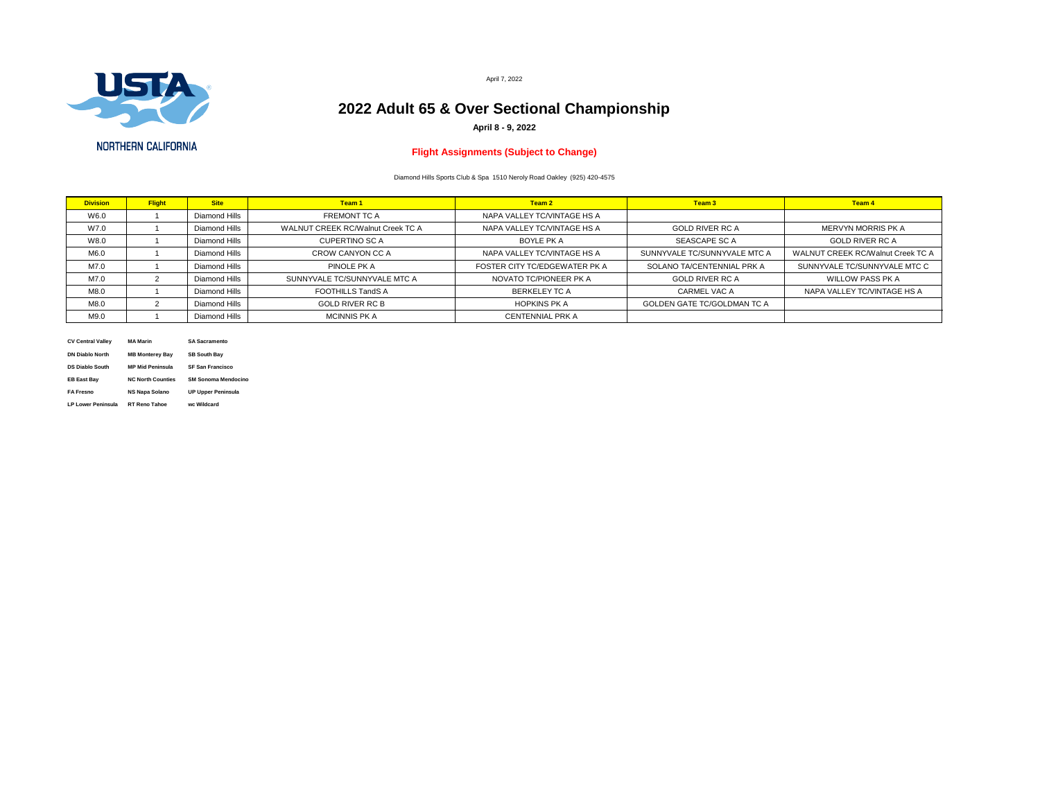USTA

NORTHERN CALIFORNIA

April 7, 2022

# 2022 Adult 65 & Over Sectional Championship

**April 8 - 9, 2022**

**Flight Assignments (Subject to Change)**

Diamond Hills Sports Club & Spa 1510 Neroly Road Oakley (925) 420-4575

| Division | Flight | Site | Team 1 | Team 2 | Team 3 | Team 4 |
|---|---|---|---|---|---|---|
| W6.0 | 1 | Diamond Hills | FREMONT TC A | NAPA VALLEY TC/VINTAGE HS A | | |
| W7.0 | 1 | Diamond Hills | WALNUT CREEK RC/Walnut Creek TC A | NAPA VALLEY TC/VINTAGE HS A | GOLD RIVER RC A | MERVYN MORRIS PK A |
| W8.0 | 1 | Diamond Hills | CUPERTINO SC A | BOYLE PK A | SEASCAPE SC A | GOLD RIVER RC A |
| M6.0 | 1 | Diamond Hills | CROW CANYON CC A | NAPA VALLEY TC/VINTAGE HS A | SUNNYVALE TC/SUNNYVALE MTC A | WALNUT CREEK RC/Walnut Creek TC A |
| M7.0 | 1 | Diamond Hills | PINOLE PK A | FOSTER CITY TC/EDGEWATER PK A | SOLANO TA/CENTENNIAL PRK A | SUNNYVALE TC/SUNNYVALE MTC C |
| M7.0 | 2 | Diamond Hills | SUNNYVALE TC/SUNNYVALE MTC A | NOVATO TC/PIONEER PK A | GOLD RIVER RC A | WILLOW PASS PK A |
| M8.0 | 1 | Diamond Hills | FOOTHILLS TandS A | BERKELEY TC A | CARMEL VAC A | NAPA VALLEY TC/VINTAGE HS A |
| M8.0 | 2 | Diamond Hills | GOLD RIVER RC B | HOPKINS PK A | GOLDEN GATE TC/GOLDMAN TC A | |
| M9.0 | 1 | Diamond Hills | MCINNIS PK A | CENTENNIAL PRK A | | |

| | | |
|---|---|---|
| **CV Central Valley** | **MA Marin** | **SA Sacramento** |
| **DN Diablo North** | **MB Monterey Bay** | **SB South Bay** |
| **DS Diablo South** | **MP Mid Peninsula** | **SF San Francisco** |
| **EB East Bay** | **NC North Counties** | **SM Sonoma Mendocino** |
| **FA Fresno** | **NS Napa Solano** | **UP Upper Peninsula** |
| **LP Lower Peninsula** | **RT Reno Tahoe** | **wc Wildcard** |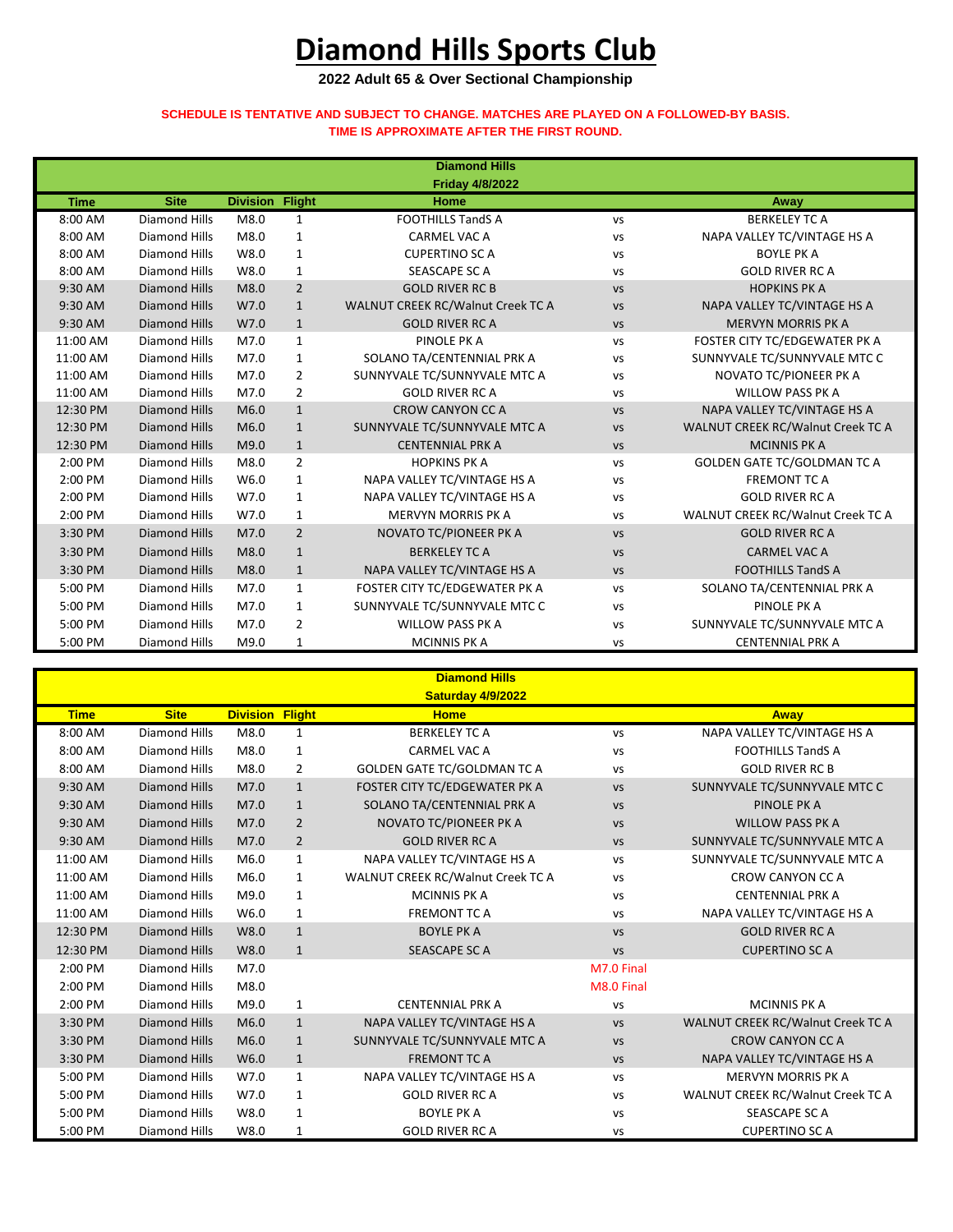# Diamond Hills Sports Club

**2022 Adult 65 & Over Sectional Championship**

**SCHEDULE IS TENTATIVE AND SUBJECT TO CHANGE. MATCHES ARE PLAYED ON A FOLLOWED-BY BASIS.**
**TIME IS APPROXIMATE AFTER THE FIRST ROUND.**

**Diamond Hills**
**Friday 4/8/2022**

| Time | Site | Division | Flight | Home | | Away |
|---|---|---|---|---|---|---|
| 8:00 AM | Diamond Hills | M8.0 | 1 | FOOTHILLS TandS A | vs | BERKELEY TC A |
| 8:00 AM | Diamond Hills | M8.0 | 1 | CARMEL VAC A | vs | NAPA VALLEY TC/VINTAGE HS A |
| 8:00 AM | Diamond Hills | W8.0 | 1 | CUPERTINO SC A | vs | BOYLE PK A |
| 8:00 AM | Diamond Hills | W8.0 | 1 | SEASCAPE SC A | vs | GOLD RIVER RC A |
| 9:30 AM | Diamond Hills | M8.0 | 2 | GOLD RIVER RC B | vs | HOPKINS PK A |
| 9:30 AM | Diamond Hills | W7.0 | 1 | WALNUT CREEK RC/Walnut Creek TC A | vs | NAPA VALLEY TC/VINTAGE HS A |
| 9:30 AM | Diamond Hills | W7.0 | 1 | GOLD RIVER RC A | vs | MERVYN MORRIS PK A |
| 11:00 AM | Diamond Hills | M7.0 | 1 | PINOLE PK A | vs | FOSTER CITY TC/EDGEWATER PK A |
| 11:00 AM | Diamond Hills | M7.0 | 1 | SOLANO TA/CENTENNIAL PRK A | vs | SUNNYVALE TC/SUNNYVALE MTC C |
| 11:00 AM | Diamond Hills | M7.0 | 2 | SUNNYVALE TC/SUNNYVALE MTC A | vs | NOVATO TC/PIONEER PK A |
| 11:00 AM | Diamond Hills | M7.0 | 2 | GOLD RIVER RC A | vs | WILLOW PASS PK A |
| 12:30 PM | Diamond Hills | M6.0 | 1 | CROW CANYON CC A | vs | NAPA VALLEY TC/VINTAGE HS A |
| 12:30 PM | Diamond Hills | M6.0 | 1 | SUNNYVALE TC/SUNNYVALE MTC A | vs | WALNUT CREEK RC/Walnut Creek TC A |
| 12:30 PM | Diamond Hills | M9.0 | 1 | CENTENNIAL PRK A | vs | MCINNIS PK A |
| 2:00 PM | Diamond Hills | M8.0 | 2 | HOPKINS PK A | vs | GOLDEN GATE TC/GOLDMAN TC A |
| 2:00 PM | Diamond Hills | W6.0 | 1 | NAPA VALLEY TC/VINTAGE HS A | vs | FREMONT TC A |
| 2:00 PM | Diamond Hills | W7.0 | 1 | NAPA VALLEY TC/VINTAGE HS A | vs | GOLD RIVER RC A |
| 2:00 PM | Diamond Hills | W7.0 | 1 | MERVYN MORRIS PK A | vs | WALNUT CREEK RC/Walnut Creek TC A |
| 3:30 PM | Diamond Hills | M7.0 | 2 | NOVATO TC/PIONEER PK A | vs | GOLD RIVER RC A |
| 3:30 PM | Diamond Hills | M8.0 | 1 | BERKELEY TC A | vs | CARMEL VAC A |
| 3:30 PM | Diamond Hills | M8.0 | 1 | NAPA VALLEY TC/VINTAGE HS A | vs | FOOTHILLS TandS A |
| 5:00 PM | Diamond Hills | M7.0 | 1 | FOSTER CITY TC/EDGEWATER PK A | vs | SOLANO TA/CENTENNIAL PRK A |
| 5:00 PM | Diamond Hills | M7.0 | 1 | SUNNYVALE TC/SUNNYVALE MTC C | vs | PINOLE PK A |
| 5:00 PM | Diamond Hills | M7.0 | 2 | WILLOW PASS PK A | vs | SUNNYVALE TC/SUNNYVALE MTC A |
| 5:00 PM | Diamond Hills | M9.0 | 1 | MCINNIS PK A | vs | CENTENNIAL PRK A |

**Diamond Hills**
**Saturday 4/9/2022**

| Time | Site | Division | Flight | Home | | Away |
|---|---|---|---|---|---|---|
| 8:00 AM | Diamond Hills | M8.0 | 1 | BERKELEY TC A | vs | NAPA VALLEY TC/VINTAGE HS A |
| 8:00 AM | Diamond Hills | M8.0 | 1 | CARMEL VAC A | vs | FOOTHILLS TandS A |
| 8:00 AM | Diamond Hills | M8.0 | 2 | GOLDEN GATE TC/GOLDMAN TC A | vs | GOLD RIVER RC B |
| 9:30 AM | Diamond Hills | M7.0 | 1 | FOSTER CITY TC/EDGEWATER PK A | vs | SUNNYVALE TC/SUNNYVALE MTC C |
| 9:30 AM | Diamond Hills | M7.0 | 1 | SOLANO TA/CENTENNIAL PRK A | vs | PINOLE PK A |
| 9:30 AM | Diamond Hills | M7.0 | 2 | NOVATO TC/PIONEER PK A | vs | WILLOW PASS PK A |
| 9:30 AM | Diamond Hills | M7.0 | 2 | GOLD RIVER RC A | vs | SUNNYVALE TC/SUNNYVALE MTC A |
| 11:00 AM | Diamond Hills | M6.0 | 1 | NAPA VALLEY TC/VINTAGE HS A | vs | SUNNYVALE TC/SUNNYVALE MTC A |
| 11:00 AM | Diamond Hills | M6.0 | 1 | WALNUT CREEK RC/Walnut Creek TC A | vs | CROW CANYON CC A |
| 11:00 AM | Diamond Hills | M9.0 | 1 | MCINNIS PK A | vs | CENTENNIAL PRK A |
| 11:00 AM | Diamond Hills | W6.0 | 1 | FREMONT TC A | vs | NAPA VALLEY TC/VINTAGE HS A |
| 12:30 PM | Diamond Hills | W8.0 | 1 | BOYLE PK A | vs | GOLD RIVER RC A |
| 12:30 PM | Diamond Hills | W8.0 | 1 | SEASCAPE SC A | vs | CUPERTINO SC A |
| 2:00 PM | Diamond Hills | M7.0 | | | M7.0 Final | |
| 2:00 PM | Diamond Hills | M8.0 | | | M8.0 Final | |
| 2:00 PM | Diamond Hills | M9.0 | 1 | CENTENNIAL PRK A | vs | MCINNIS PK A |
| 3:30 PM | Diamond Hills | M6.0 | 1 | NAPA VALLEY TC/VINTAGE HS A | vs | WALNUT CREEK RC/Walnut Creek TC A |
| 3:30 PM | Diamond Hills | M6.0 | 1 | SUNNYVALE TC/SUNNYVALE MTC A | vs | CROW CANYON CC A |
| 3:30 PM | Diamond Hills | W6.0 | 1 | FREMONT TC A | vs | NAPA VALLEY TC/VINTAGE HS A |
| 5:00 PM | Diamond Hills | W7.0 | 1 | NAPA VALLEY TC/VINTAGE HS A | vs | MERVYN MORRIS PK A |
| 5:00 PM | Diamond Hills | W7.0 | 1 | GOLD RIVER RC A | vs | WALNUT CREEK RC/Walnut Creek TC A |
| 5:00 PM | Diamond Hills | W8.0 | 1 | BOYLE PK A | vs | SEASCAPE SC A |
| 5:00 PM | Diamond Hills | W8.0 | 1 | GOLD RIVER RC A | vs | CUPERTINO SC A |